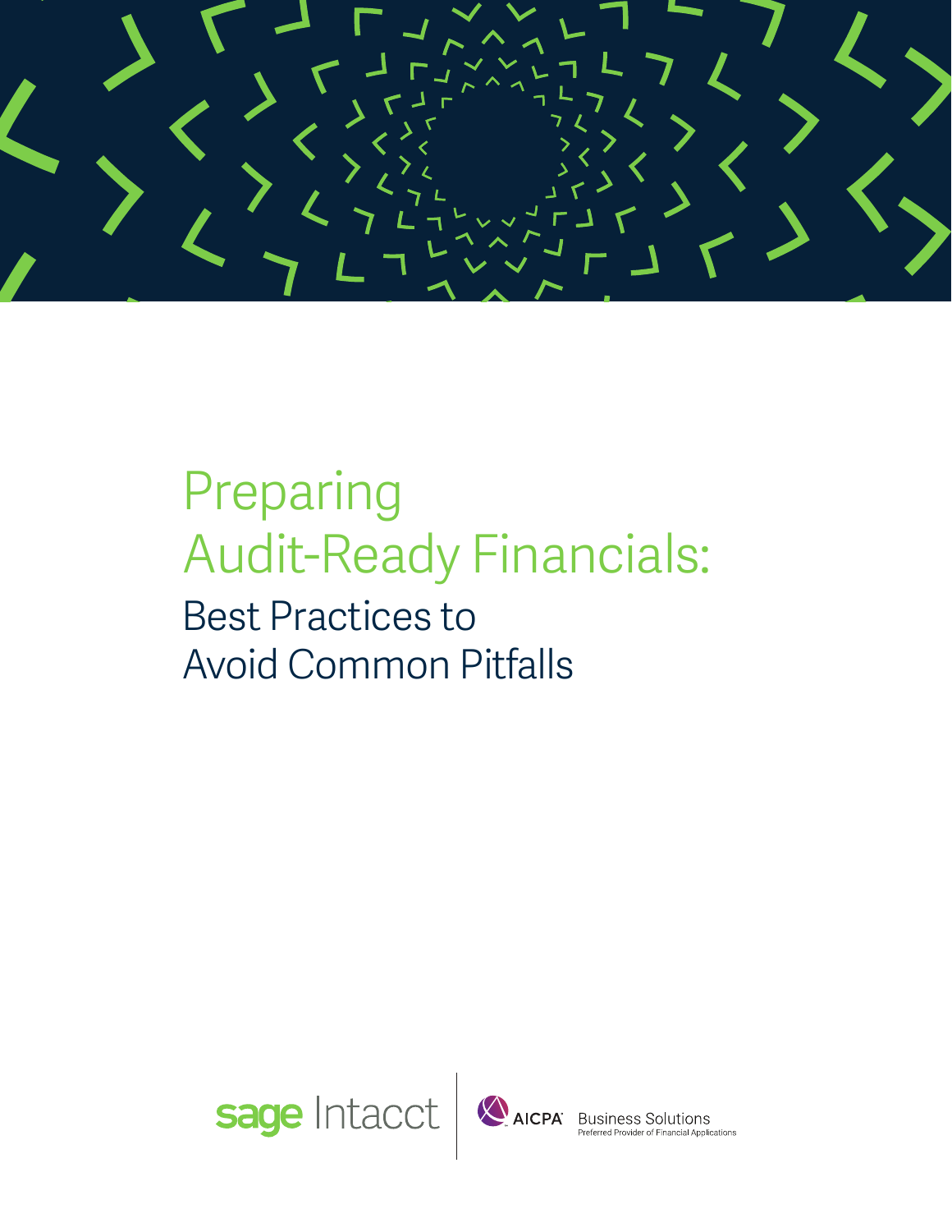# Preparing Audit-Ready Financials:

## Best Practices to Avoid Common Pitfalls

sage Intacct | AICPA Business Solutions
Preferred Provider of Financial Applications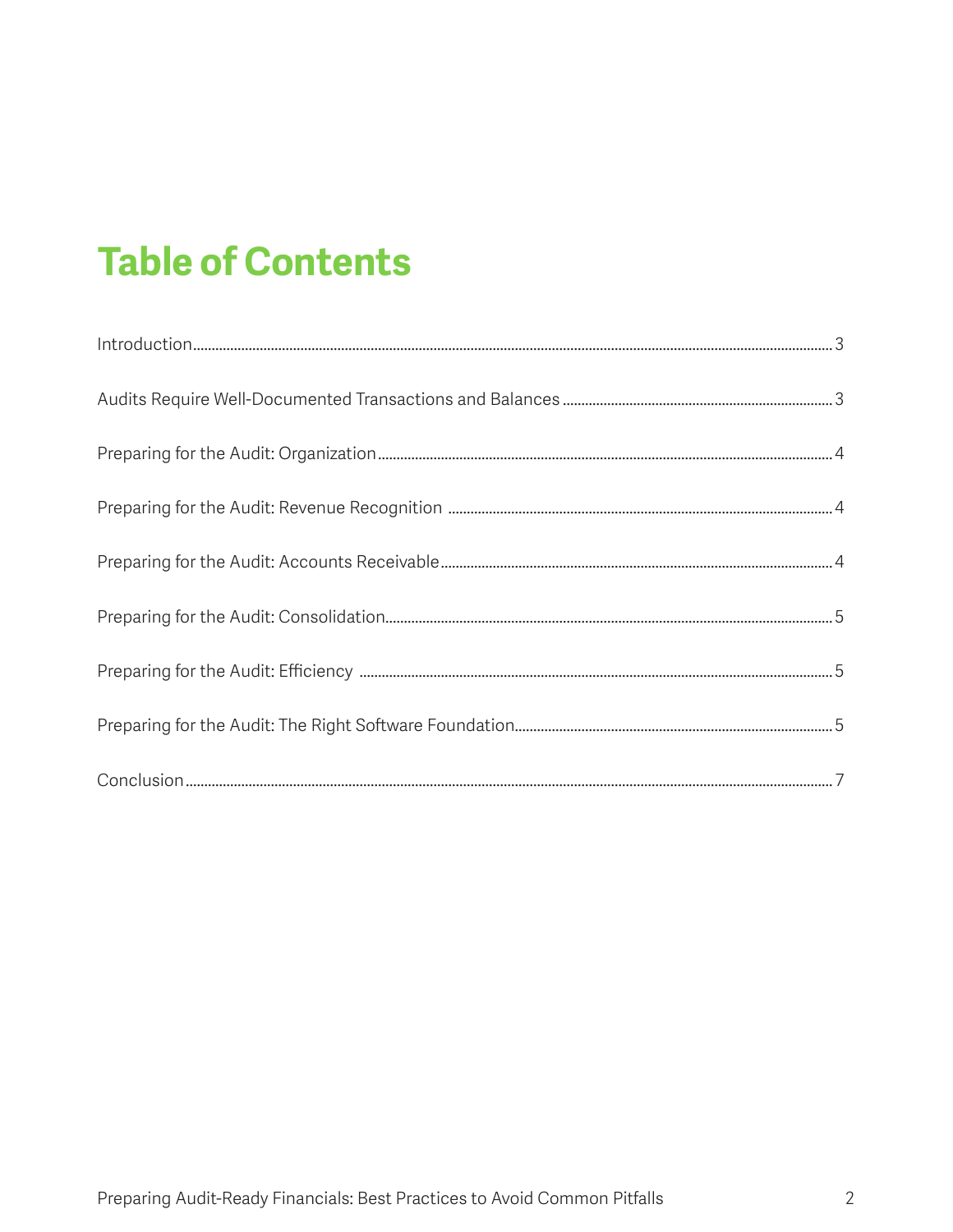# Table of Contents

| | |
|---|---|
| Introduction | 3 |
| Audits Require Well-Documented Transactions and Balances | 3 |
| Preparing for the Audit: Organization | 4 |
| Preparing for the Audit: Revenue Recognition | 4 |
| Preparing for the Audit: Accounts Receivable | 4 |
| Preparing for the Audit: Consolidation | 5 |
| Preparing for the Audit: Efficiency | 5 |
| Preparing for the Audit: The Right Software Foundation | 5 |
| Conclusion | 7 |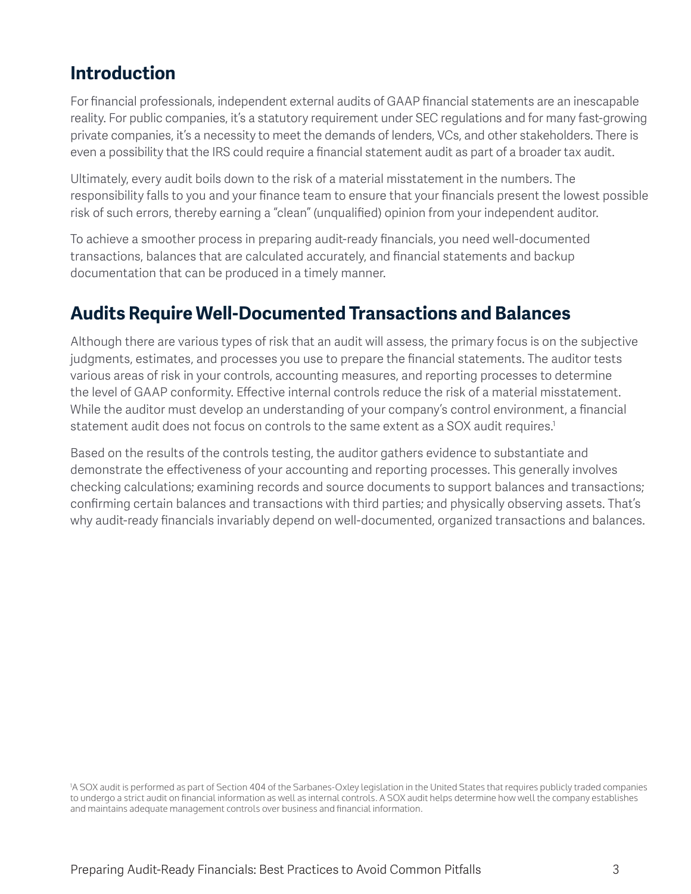## Introduction

For financial professionals, independent external audits of GAAP financial statements are an inescapable reality. For public companies, it's a statutory requirement under SEC regulations and for many fast-growing private companies, it's a necessity to meet the demands of lenders, VCs, and other stakeholders. There is even a possibility that the IRS could require a financial statement audit as part of a broader tax audit.

Ultimately, every audit boils down to the risk of a material misstatement in the numbers. The responsibility falls to you and your finance team to ensure that your financials present the lowest possible risk of such errors, thereby earning a "clean" (unqualified) opinion from your independent auditor.

To achieve a smoother process in preparing audit-ready financials, you need well-documented transactions, balances that are calculated accurately, and financial statements and backup documentation that can be produced in a timely manner.

## Audits Require Well-Documented Transactions and Balances

Although there are various types of risk that an audit will assess, the primary focus is on the subjective judgments, estimates, and processes you use to prepare the financial statements. The auditor tests various areas of risk in your controls, accounting measures, and reporting processes to determine the level of GAAP conformity. Effective internal controls reduce the risk of a material misstatement. While the auditor must develop an understanding of your company's control environment, a financial statement audit does not focus on controls to the same extent as a SOX audit requires.[1]

Based on the results of the controls testing, the auditor gathers evidence to substantiate and demonstrate the effectiveness of your accounting and reporting processes. This generally involves checking calculations; examining records and source documents to support balances and transactions; confirming certain balances and transactions with third parties; and physically observing assets. That's why audit-ready financials invariably depend on well-documented, organized transactions and balances.

[1] A SOX audit is performed as part of Section 404 of the Sarbanes-Oxley legislation in the United States that requires publicly traded companies to undergo a strict audit on financial information as well as internal controls. A SOX audit helps determine how well the company establishes and maintains adequate management controls over business and financial information.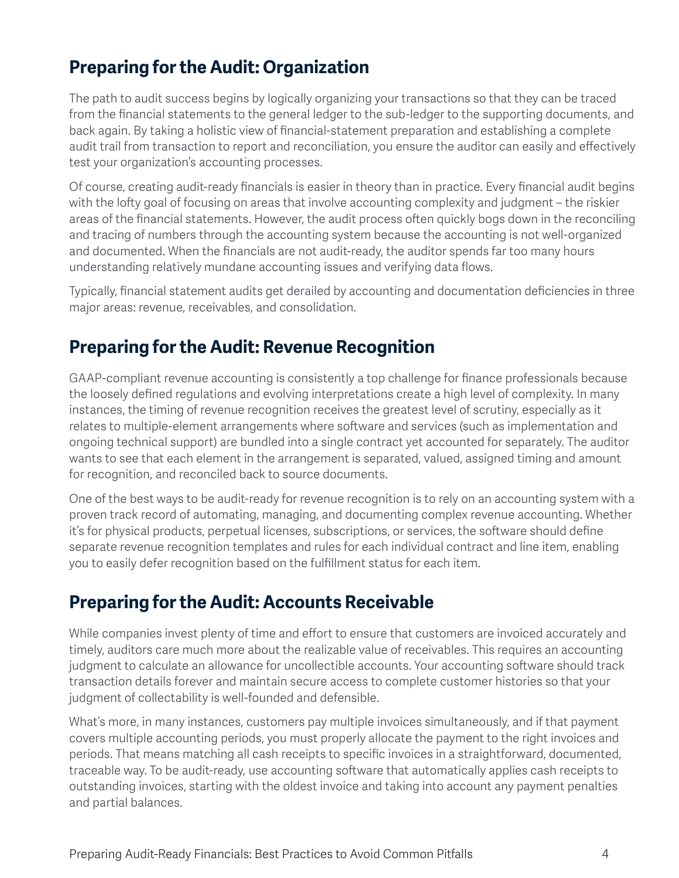## Preparing for the Audit: Organization

The path to audit success begins by logically organizing your transactions so that they can be traced from the financial statements to the general ledger to the sub-ledger to the supporting documents, and back again. By taking a holistic view of financial-statement preparation and establishing a complete audit trail from transaction to report and reconciliation, you ensure the auditor can easily and effectively test your organization's accounting processes.

Of course, creating audit-ready financials is easier in theory than in practice. Every financial audit begins with the lofty goal of focusing on areas that involve accounting complexity and judgment – the riskier areas of the financial statements. However, the audit process often quickly bogs down in the reconciling and tracing of numbers through the accounting system because the accounting is not well-organized and documented. When the financials are not audit-ready, the auditor spends far too many hours understanding relatively mundane accounting issues and verifying data flows.

Typically, financial statement audits get derailed by accounting and documentation deficiencies in three major areas: revenue, receivables, and consolidation.

## Preparing for the Audit: Revenue Recognition

GAAP-compliant revenue accounting is consistently a top challenge for finance professionals because the loosely defined regulations and evolving interpretations create a high level of complexity. In many instances, the timing of revenue recognition receives the greatest level of scrutiny, especially as it relates to multiple-element arrangements where software and services (such as implementation and ongoing technical support) are bundled into a single contract yet accounted for separately. The auditor wants to see that each element in the arrangement is separated, valued, assigned timing and amount for recognition, and reconciled back to source documents.

One of the best ways to be audit-ready for revenue recognition is to rely on an accounting system with a proven track record of automating, managing, and documenting complex revenue accounting. Whether it's for physical products, perpetual licenses, subscriptions, or services, the software should define separate revenue recognition templates and rules for each individual contract and line item, enabling you to easily defer recognition based on the fulfillment status for each item.

## Preparing for the Audit: Accounts Receivable

While companies invest plenty of time and effort to ensure that customers are invoiced accurately and timely, auditors care much more about the realizable value of receivables. This requires an accounting judgment to calculate an allowance for uncollectible accounts. Your accounting software should track transaction details forever and maintain secure access to complete customer histories so that your judgment of collectability is well-founded and defensible.

What's more, in many instances, customers pay multiple invoices simultaneously, and if that payment covers multiple accounting periods, you must properly allocate the payment to the right invoices and periods. That means matching all cash receipts to specific invoices in a straightforward, documented, traceable way. To be audit-ready, use accounting software that automatically applies cash receipts to outstanding invoices, starting with the oldest invoice and taking into account any payment penalties and partial balances.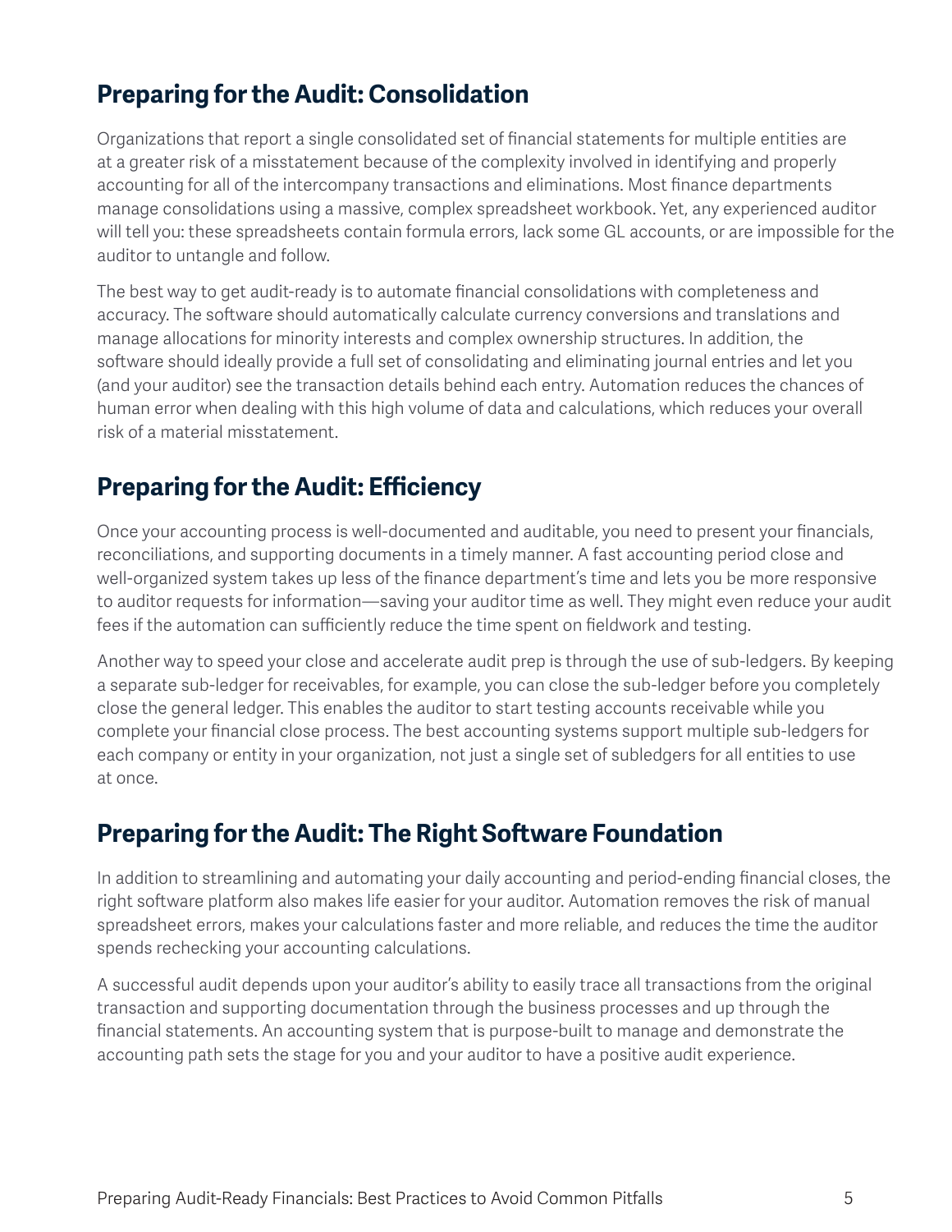## Preparing for the Audit: Consolidation

Organizations that report a single consolidated set of financial statements for multiple entities are at a greater risk of a misstatement because of the complexity involved in identifying and properly accounting for all of the intercompany transactions and eliminations. Most finance departments manage consolidations using a massive, complex spreadsheet workbook. Yet, any experienced auditor will tell you: these spreadsheets contain formula errors, lack some GL accounts, or are impossible for the auditor to untangle and follow.

The best way to get audit-ready is to automate financial consolidations with completeness and accuracy. The software should automatically calculate currency conversions and translations and manage allocations for minority interests and complex ownership structures. In addition, the software should ideally provide a full set of consolidating and eliminating journal entries and let you (and your auditor) see the transaction details behind each entry. Automation reduces the chances of human error when dealing with this high volume of data and calculations, which reduces your overall risk of a material misstatement.

## Preparing for the Audit: Efficiency

Once your accounting process is well-documented and auditable, you need to present your financials, reconciliations, and supporting documents in a timely manner. A fast accounting period close and well-organized system takes up less of the finance department's time and lets you be more responsive to auditor requests for information—saving your auditor time as well. They might even reduce your audit fees if the automation can sufficiently reduce the time spent on fieldwork and testing.

Another way to speed your close and accelerate audit prep is through the use of sub-ledgers. By keeping a separate sub-ledger for receivables, for example, you can close the sub-ledger before you completely close the general ledger. This enables the auditor to start testing accounts receivable while you complete your financial close process. The best accounting systems support multiple sub-ledgers for each company or entity in your organization, not just a single set of subledgers for all entities to use at once.

## Preparing for the Audit: The Right Software Foundation

In addition to streamlining and automating your daily accounting and period-ending financial closes, the right software platform also makes life easier for your auditor. Automation removes the risk of manual spreadsheet errors, makes your calculations faster and more reliable, and reduces the time the auditor spends rechecking your accounting calculations.

A successful audit depends upon your auditor's ability to easily trace all transactions from the original transaction and supporting documentation through the business processes and up through the financial statements. An accounting system that is purpose-built to manage and demonstrate the accounting path sets the stage for you and your auditor to have a positive audit experience.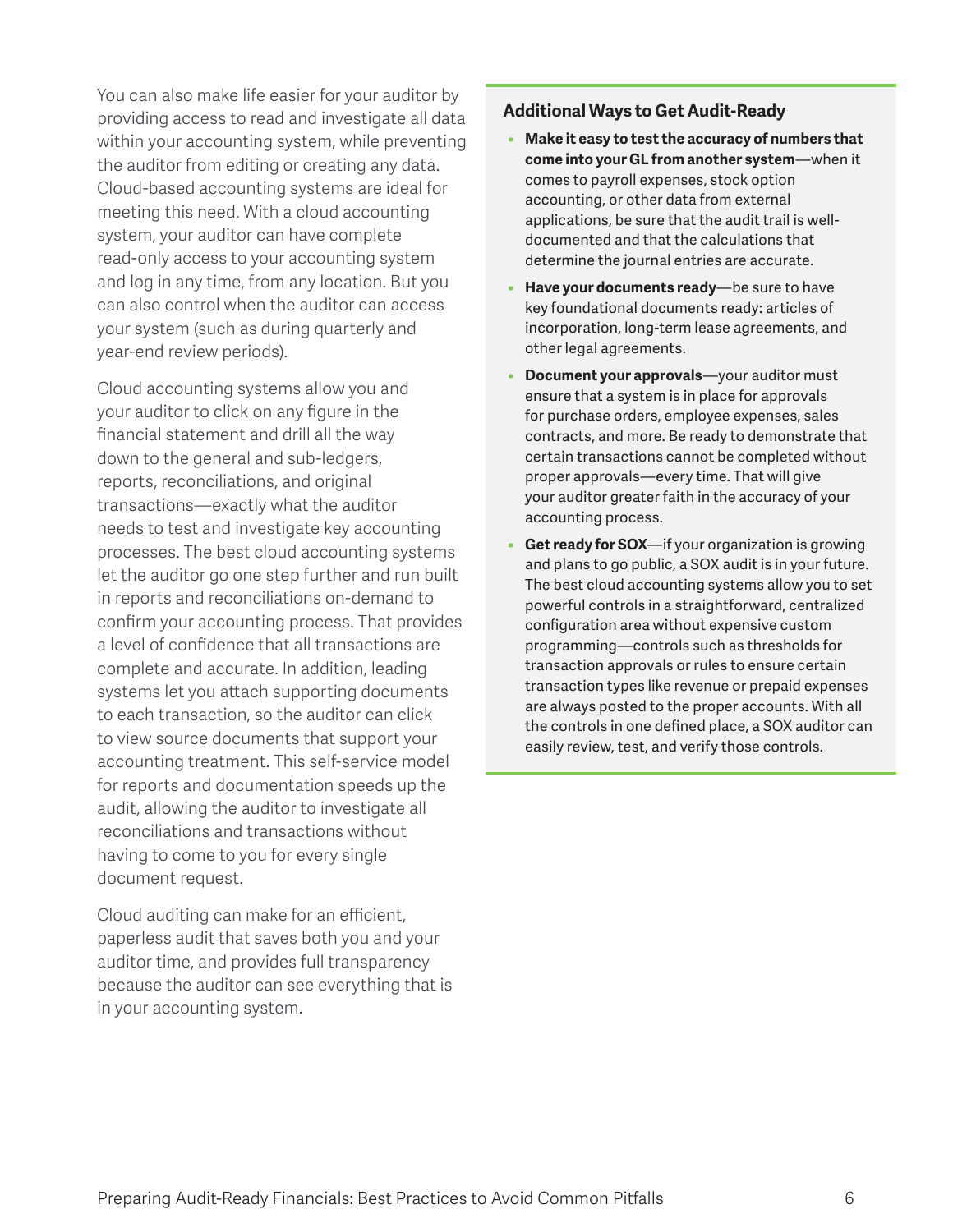You can also make life easier for your auditor by providing access to read and investigate all data within your accounting system, while preventing the auditor from editing or creating any data. Cloud-based accounting systems are ideal for meeting this need. With a cloud accounting system, your auditor can have complete read-only access to your accounting system and log in any time, from any location. But you can also control when the auditor can access your system (such as during quarterly and year-end review periods).

Cloud accounting systems allow you and your auditor to click on any figure in the financial statement and drill all the way down to the general and sub-ledgers, reports, reconciliations, and original transactions—exactly what the auditor needs to test and investigate key accounting processes. The best cloud accounting systems let the auditor go one step further and run built in reports and reconciliations on-demand to confirm your accounting process. That provides a level of confidence that all transactions are complete and accurate. In addition, leading systems let you attach supporting documents to each transaction, so the auditor can click to view source documents that support your accounting treatment. This self-service model for reports and documentation speeds up the audit, allowing the auditor to investigate all reconciliations and transactions without having to come to you for every single document request.

Cloud auditing can make for an efficient, paperless audit that saves both you and your auditor time, and provides full transparency because the auditor can see everything that is in your accounting system.

### Additional Ways to Get Audit-Ready

- **Make it easy to test the accuracy of numbers that come into your GL from another system**—when it comes to payroll expenses, stock option accounting, or other data from external applications, be sure that the audit trail is well-documented and that the calculations that determine the journal entries are accurate.
- **Have your documents ready**—be sure to have key foundational documents ready: articles of incorporation, long-term lease agreements, and other legal agreements.
- **Document your approvals**—your auditor must ensure that a system is in place for approvals for purchase orders, employee expenses, sales contracts, and more. Be ready to demonstrate that certain transactions cannot be completed without proper approvals—every time. That will give your auditor greater faith in the accuracy of your accounting process.
- **Get ready for SOX**—if your organization is growing and plans to go public, a SOX audit is in your future. The best cloud accounting systems allow you to set powerful controls in a straightforward, centralized configuration area without expensive custom programming—controls such as thresholds for transaction approvals or rules to ensure certain transaction types like revenue or prepaid expenses are always posted to the proper accounts. With all the controls in one defined place, a SOX auditor can easily review, test, and verify those controls.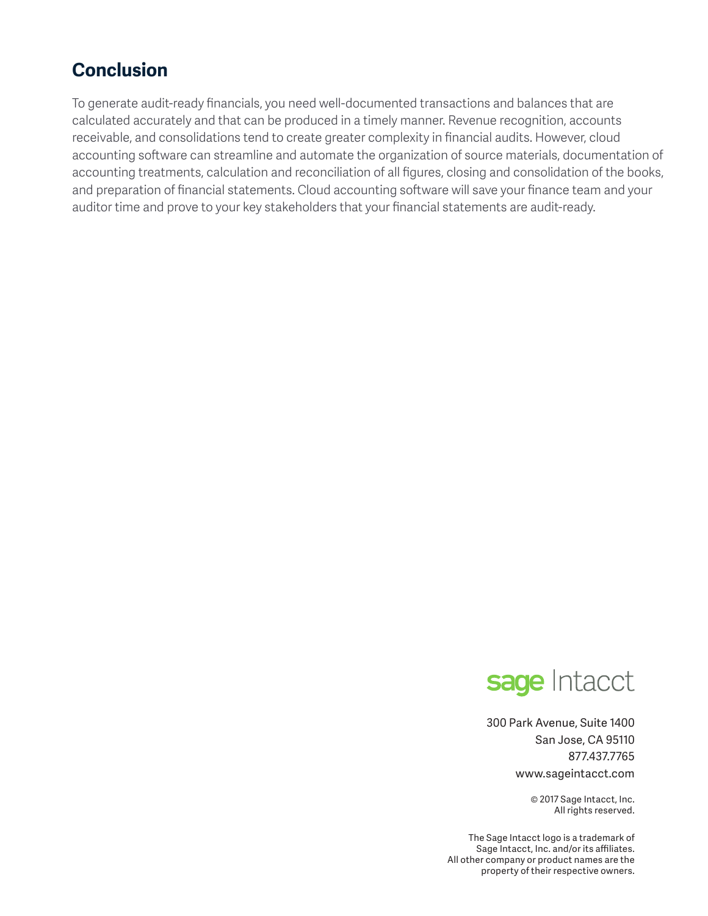## Conclusion

To generate audit-ready financials, you need well-documented transactions and balances that are calculated accurately and that can be produced in a timely manner. Revenue recognition, accounts receivable, and consolidations tend to create greater complexity in financial audits. However, cloud accounting software can streamline and automate the organization of source materials, documentation of accounting treatments, calculation and reconciliation of all figures, closing and consolidation of the books, and preparation of financial statements. Cloud accounting software will save your finance team and your auditor time and prove to your key stakeholders that your financial statements are audit-ready.

sage Intacct

300 Park Avenue, Suite 1400
San Jose, CA 95110
877.437.7765
www.sageintacct.com

© 2017 Sage Intacct, Inc.
All rights reserved.

The Sage Intacct logo is a trademark of Sage Intacct, Inc. and/or its affiliates. All other company or product names are the property of their respective owners.